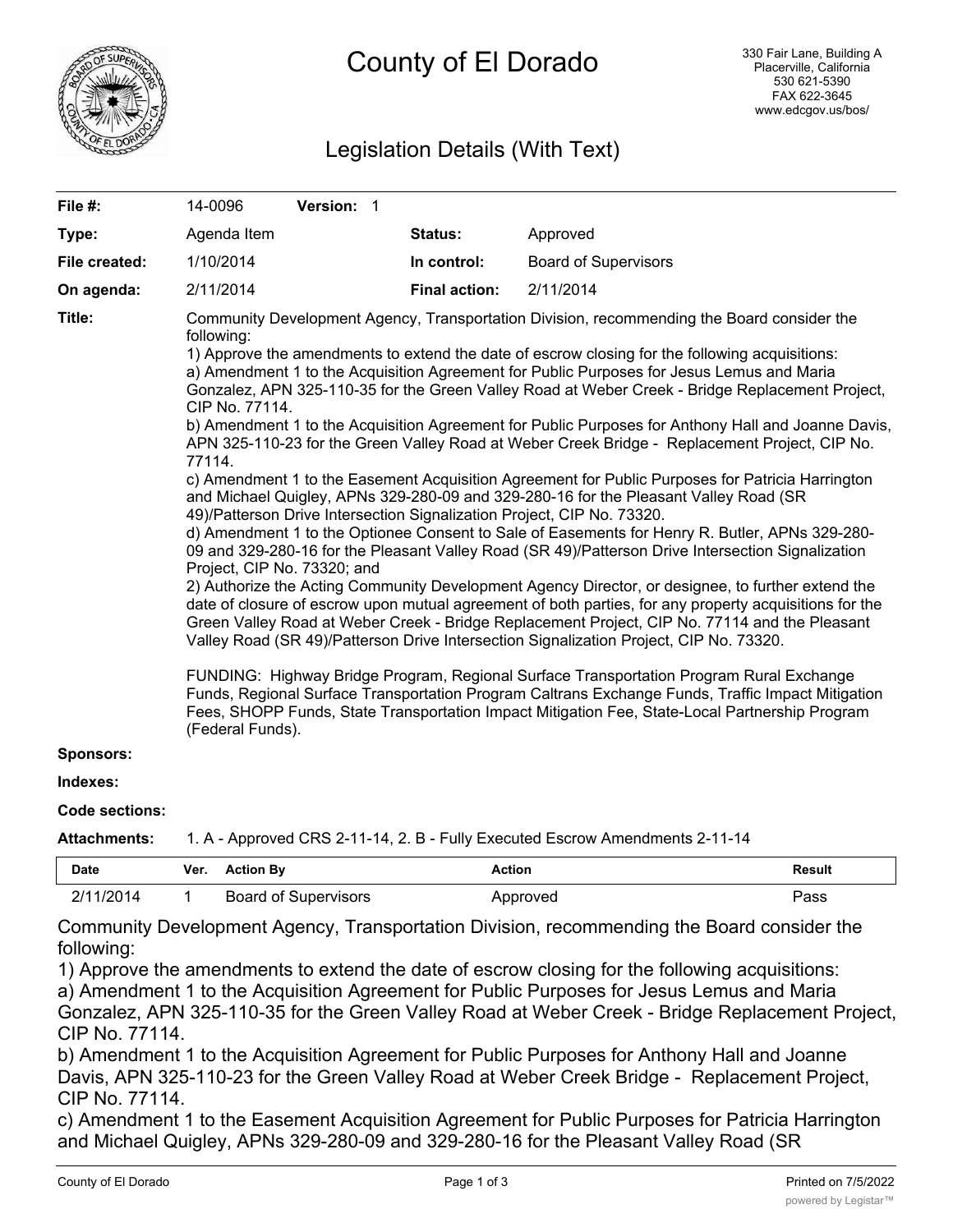# County of El Dorado

330 Fair Lane, Building A
Placerville, California
530 621-5390
FAX 622-3645
www.edcgov.us/bos/

## Legislation Details (With Text)

| | | | |
|---|---|---|---|
| **File #:** | 14-0096 **Version:** 1 | | |
| **Type:** | Agenda Item | **Status:** | Approved |
| **File created:** | 1/10/2014 | **In control:** | Board of Supervisors |
| **On agenda:** | 2/11/2014 | **Final action:** | 2/11/2014 |

**Title:** Community Development Agency, Transportation Division, recommending the Board consider the following:
1) Approve the amendments to extend the date of escrow closing for the following acquisitions:
a) Amendment 1 to the Acquisition Agreement for Public Purposes for Jesus Lemus and Maria Gonzalez, APN 325-110-35 for the Green Valley Road at Weber Creek - Bridge Replacement Project, CIP No. 77114.
b) Amendment 1 to the Acquisition Agreement for Public Purposes for Anthony Hall and Joanne Davis, APN 325-110-23 for the Green Valley Road at Weber Creek Bridge - Replacement Project, CIP No. 77114.
c) Amendment 1 to the Easement Acquisition Agreement for Public Purposes for Patricia Harrington and Michael Quigley, APNs 329-280-09 and 329-280-16 for the Pleasant Valley Road (SR 49)/Patterson Drive Intersection Signalization Project, CIP No. 73320.
d) Amendment 1 to the Optionee Consent to Sale of Easements for Henry R. Butler, APNs 329-280-09 and 329-280-16 for the Pleasant Valley Road (SR 49)/Patterson Drive Intersection Signalization Project, CIP No. 73320; and
2) Authorize the Acting Community Development Agency Director, or designee, to further extend the date of closure of escrow upon mutual agreement of both parties, for any property acquisitions for the Green Valley Road at Weber Creek - Bridge Replacement Project, CIP No. 77114 and the Pleasant Valley Road (SR 49)/Patterson Drive Intersection Signalization Project, CIP No. 73320.

FUNDING: Highway Bridge Program, Regional Surface Transportation Program Rural Exchange Funds, Regional Surface Transportation Program Caltrans Exchange Funds, Traffic Impact Mitigation Fees, SHOPP Funds, State Transportation Impact Mitigation Fee, State-Local Partnership Program (Federal Funds).

**Sponsors:**

**Indexes:**

**Code sections:**

**Attachments:** 1. A - Approved CRS 2-11-14, 2. B - Fully Executed Escrow Amendments 2-11-14

| Date | Ver. | Action By | Action | Result |
|---|---|---|---|---|
| 2/11/2014 | 1 | Board of Supervisors | Approved | Pass |

Community Development Agency, Transportation Division, recommending the Board consider the following:
1) Approve the amendments to extend the date of escrow closing for the following acquisitions:
a) Amendment 1 to the Acquisition Agreement for Public Purposes for Jesus Lemus and Maria Gonzalez, APN 325-110-35 for the Green Valley Road at Weber Creek - Bridge Replacement Project, CIP No. 77114.
b) Amendment 1 to the Acquisition Agreement for Public Purposes for Anthony Hall and Joanne Davis, APN 325-110-23 for the Green Valley Road at Weber Creek Bridge - Replacement Project, CIP No. 77114.
c) Amendment 1 to the Easement Acquisition Agreement for Public Purposes for Patricia Harrington and Michael Quigley, APNs 329-280-09 and 329-280-16 for the Pleasant Valley Road (SR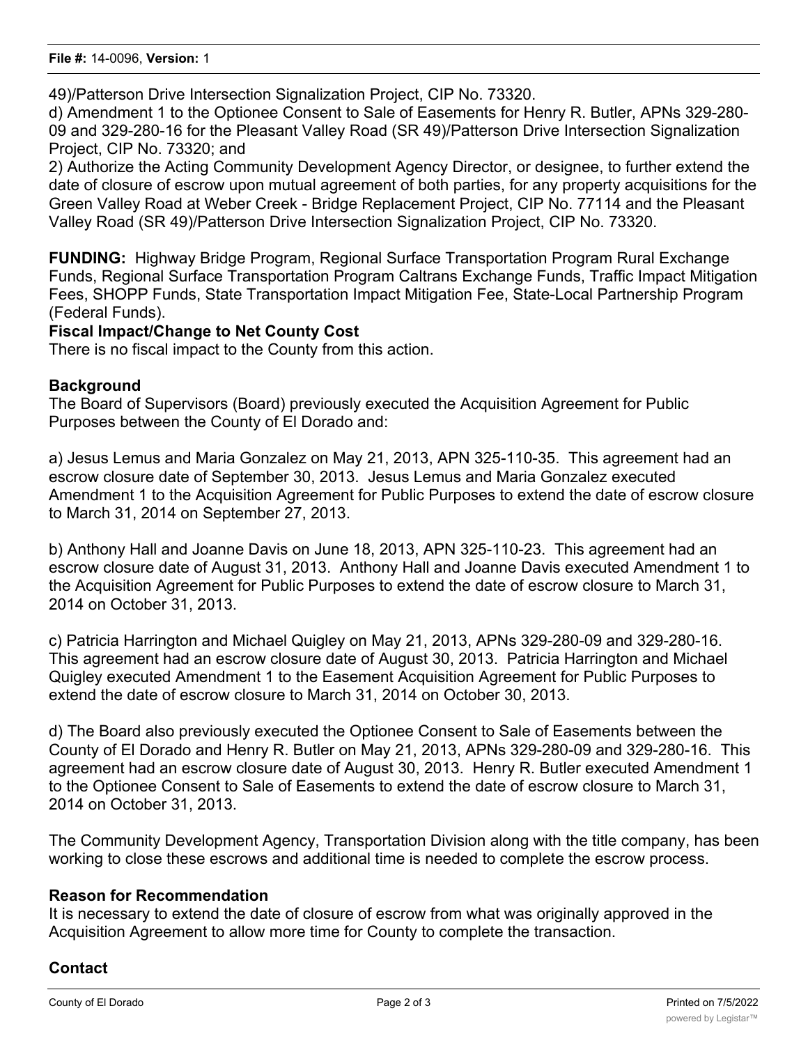49)/Patterson Drive Intersection Signalization Project, CIP No. 73320.
d) Amendment 1 to the Optionee Consent to Sale of Easements for Henry R. Butler, APNs 329-280-09 and 329-280-16 for the Pleasant Valley Road (SR 49)/Patterson Drive Intersection Signalization Project, CIP No. 73320; and
2) Authorize the Acting Community Development Agency Director, or designee, to further extend the date of closure of escrow upon mutual agreement of both parties, for any property acquisitions for the Green Valley Road at Weber Creek - Bridge Replacement Project, CIP No. 77114 and the Pleasant Valley Road (SR 49)/Patterson Drive Intersection Signalization Project, CIP No. 73320.

**FUNDING:** Highway Bridge Program, Regional Surface Transportation Program Rural Exchange Funds, Regional Surface Transportation Program Caltrans Exchange Funds, Traffic Impact Mitigation Fees, SHOPP Funds, State Transportation Impact Mitigation Fee, State-Local Partnership Program (Federal Funds).

**Fiscal Impact/Change to Net County Cost**

There is no fiscal impact to the County from this action.

**Background**

The Board of Supervisors (Board) previously executed the Acquisition Agreement for Public Purposes between the County of El Dorado and:

a) Jesus Lemus and Maria Gonzalez on May 21, 2013, APN 325-110-35. This agreement had an escrow closure date of September 30, 2013. Jesus Lemus and Maria Gonzalez executed Amendment 1 to the Acquisition Agreement for Public Purposes to extend the date of escrow closure to March 31, 2014 on September 27, 2013.

b) Anthony Hall and Joanne Davis on June 18, 2013, APN 325-110-23. This agreement had an escrow closure date of August 31, 2013. Anthony Hall and Joanne Davis executed Amendment 1 to the Acquisition Agreement for Public Purposes to extend the date of escrow closure to March 31, 2014 on October 31, 2013.

c) Patricia Harrington and Michael Quigley on May 21, 2013, APNs 329-280-09 and 329-280-16. This agreement had an escrow closure date of August 30, 2013. Patricia Harrington and Michael Quigley executed Amendment 1 to the Easement Acquisition Agreement for Public Purposes to extend the date of escrow closure to March 31, 2014 on October 30, 2013.

d) The Board also previously executed the Optionee Consent to Sale of Easements between the County of El Dorado and Henry R. Butler on May 21, 2013, APNs 329-280-09 and 329-280-16. This agreement had an escrow closure date of August 30, 2013. Henry R. Butler executed Amendment 1 to the Optionee Consent to Sale of Easements to extend the date of escrow closure to March 31, 2014 on October 31, 2013.

The Community Development Agency, Transportation Division along with the title company, has been working to close these escrows and additional time is needed to complete the escrow process.

**Reason for Recommendation**

It is necessary to extend the date of closure of escrow from what was originally approved in the Acquisition Agreement to allow more time for County to complete the transaction.

**Contact**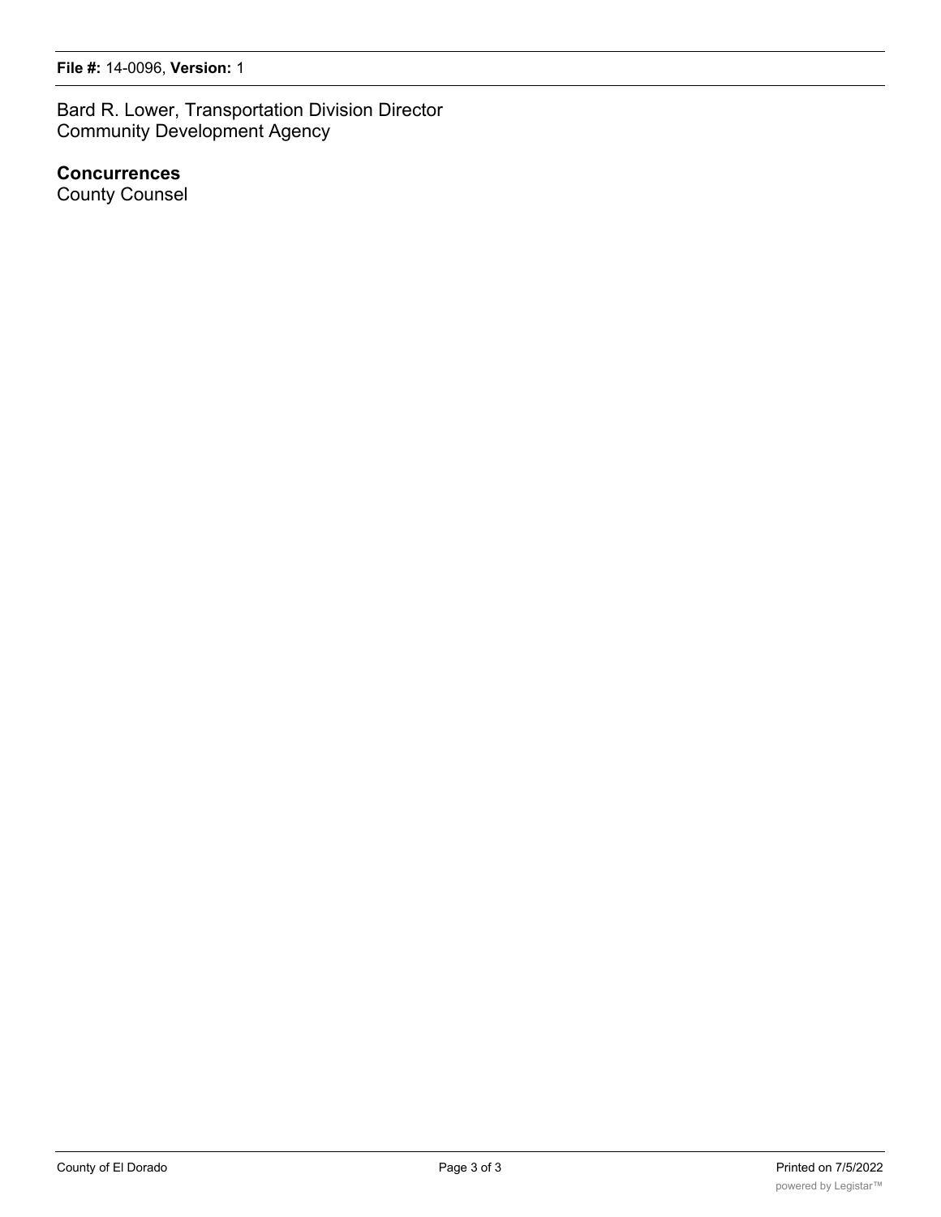Bard R. Lower, Transportation Division Director
Community Development Agency

**Concurrences**
County Counsel